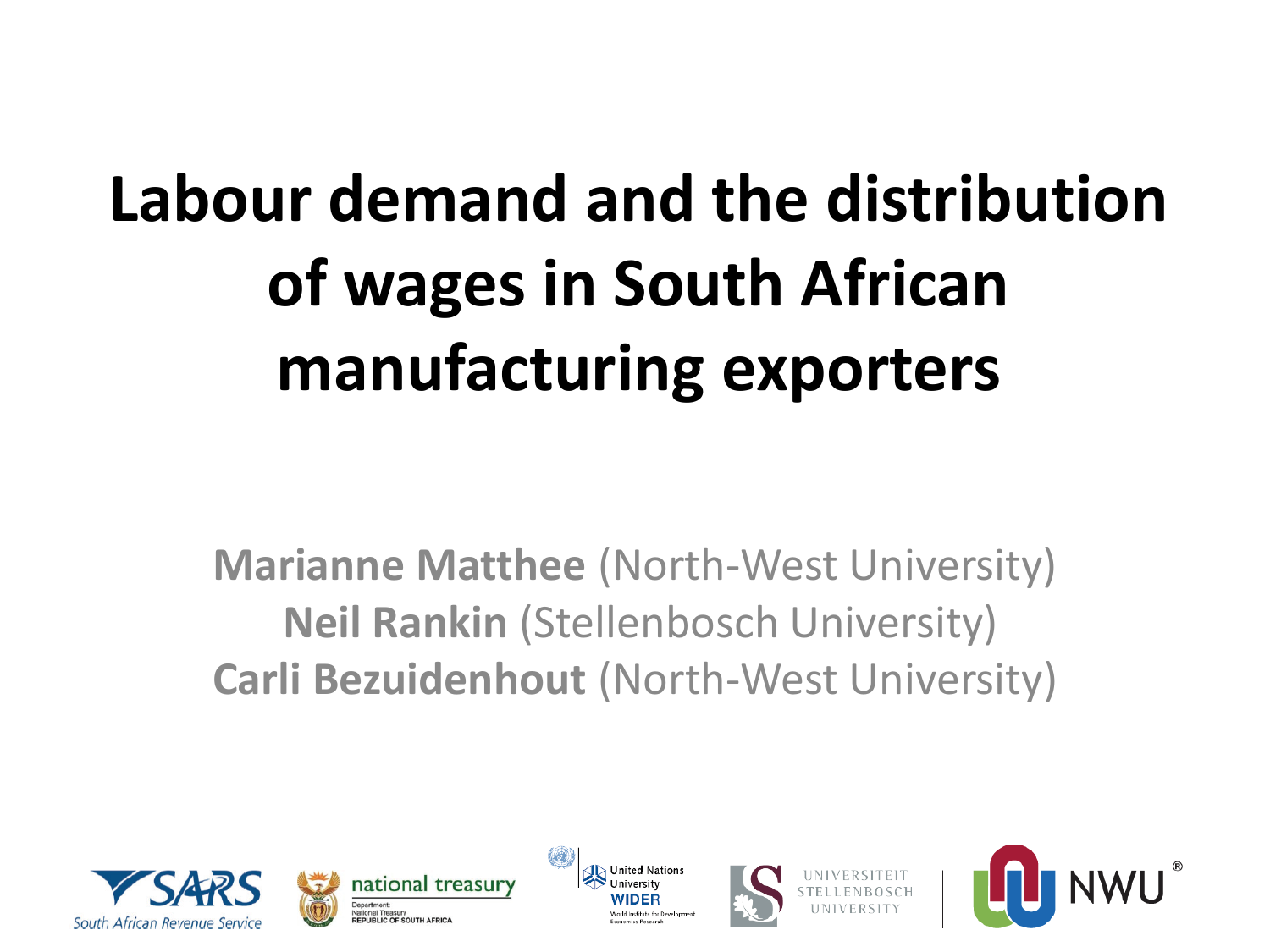# Labour demand and the distribution of wages in South African manufacturing exporters

**Marianne Matthee** (North-West University)
**Neil Rankin** (Stellenbosch University)
**Carli Bezuidenhout** (North-West University)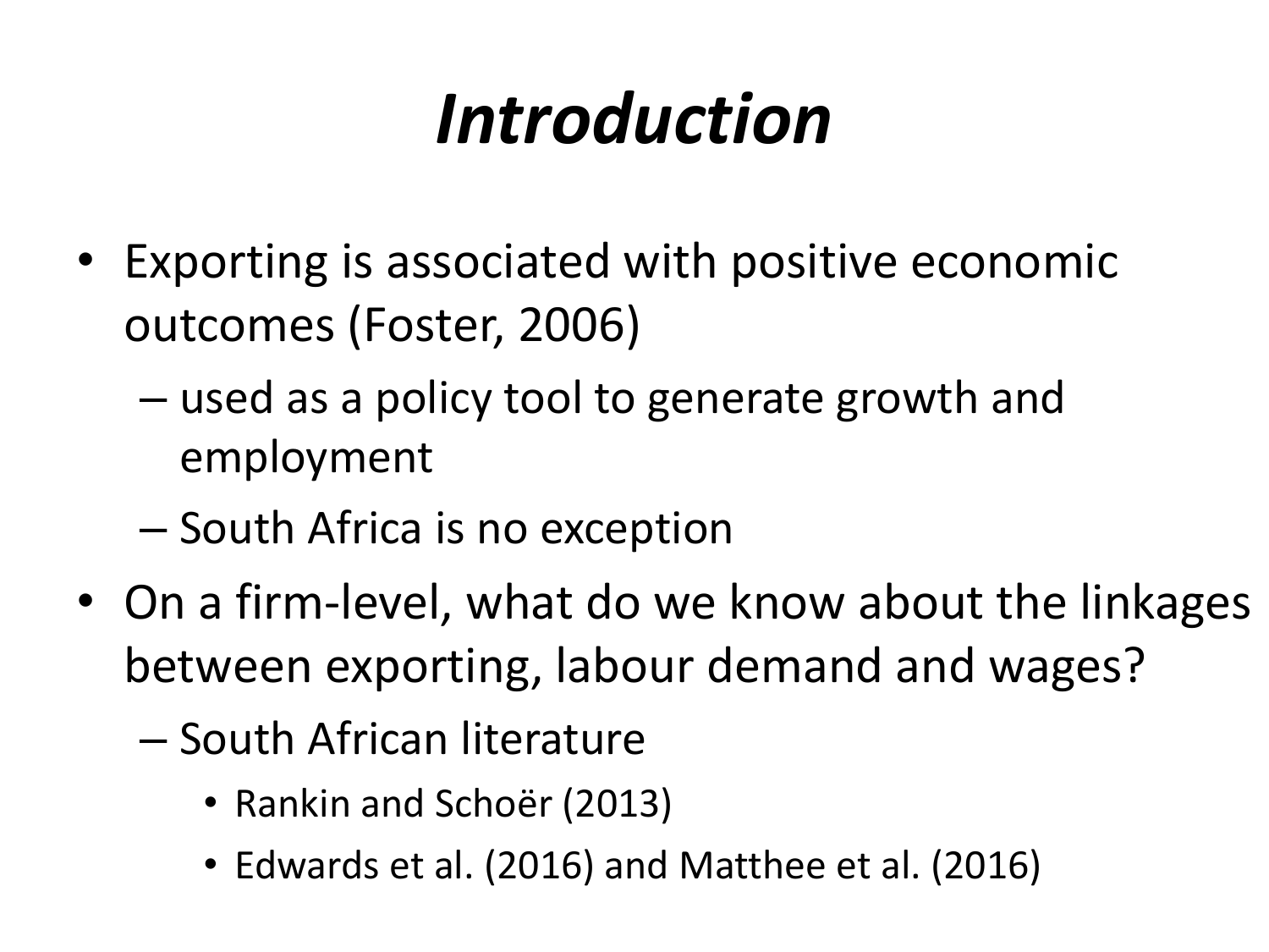# *Introduction*

- Exporting is associated with positive economic outcomes (Foster, 2006)
  - used as a policy tool to generate growth and employment
  - South Africa is no exception
- On a firm-level, what do we know about the linkages between exporting, labour demand and wages?
  - South African literature
    - Rankin and Schoër (2013)
    - Edwards et al. (2016) and Matthee et al. (2016)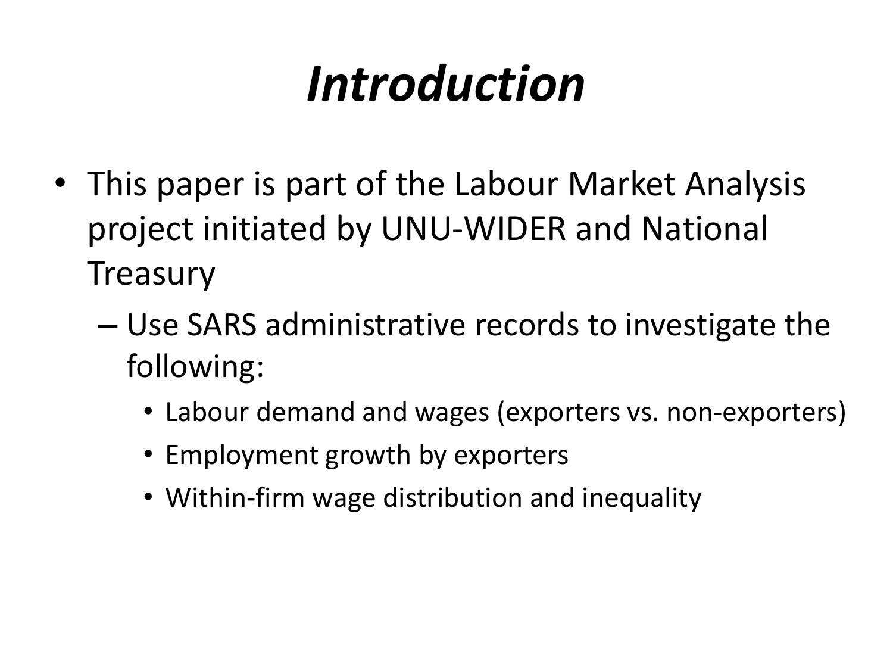# *Introduction*

- This paper is part of the Labour Market Analysis project initiated by UNU-WIDER and National Treasury
  - Use SARS administrative records to investigate the following:
    - Labour demand and wages (exporters vs. non-exporters)
    - Employment growth by exporters
    - Within-firm wage distribution and inequality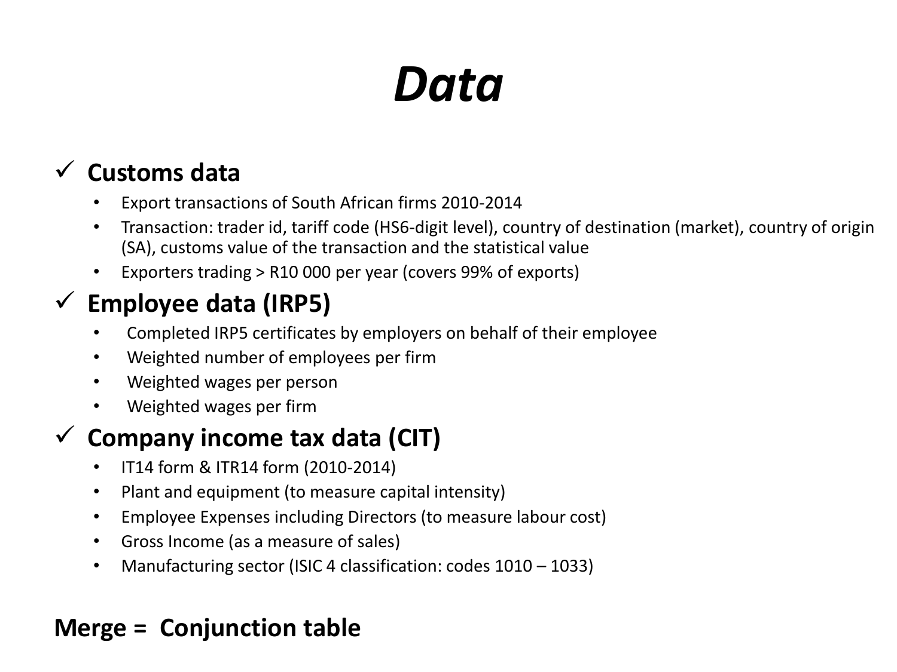# *Data*

## ✓ Customs data

- Export transactions of South African firms 2010-2014
- Transaction: trader id, tariff code (HS6-digit level), country of destination (market), country of origin (SA), customs value of the transaction and the statistical value
- Exporters trading > R10 000 per year (covers 99% of exports)

## ✓ Employee data (IRP5)

- Completed IRP5 certificates by employers on behalf of their employee
- Weighted number of employees per firm
- Weighted wages per person
- Weighted wages per firm

## ✓ Company income tax data (CIT)

- IT14 form & ITR14 form (2010-2014)
- Plant and equipment (to measure capital intensity)
- Employee Expenses including Directors (to measure labour cost)
- Gross Income (as a measure of sales)
- Manufacturing sector (ISIC 4 classification: codes 1010 – 1033)

**Merge = Conjunction table**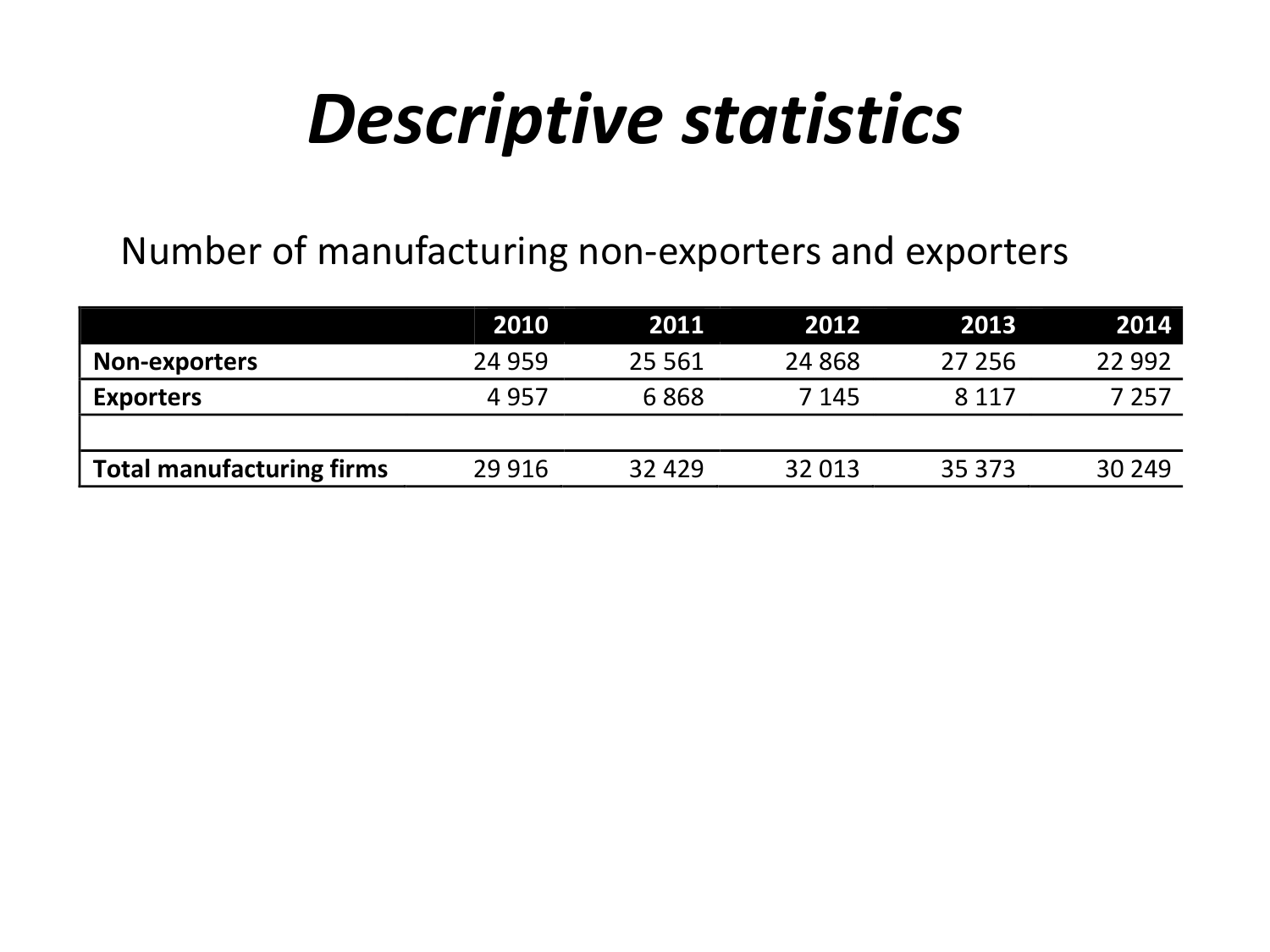# *Descriptive statistics*

Number of manufacturing non-exporters and exporters

| | 2010 | 2011 | 2012 | 2013 | 2014 |
|---|---|---|---|---|---|
| **Non-exporters** | 24 959 | 25 561 | 24 868 | 27 256 | 22 992 |
| **Exporters** | 4 957 | 6 868 | 7 145 | 8 117 | 7 257 |
| | | | | | |
| **Total manufacturing firms** | 29 916 | 32 429 | 32 013 | 35 373 | 30 249 |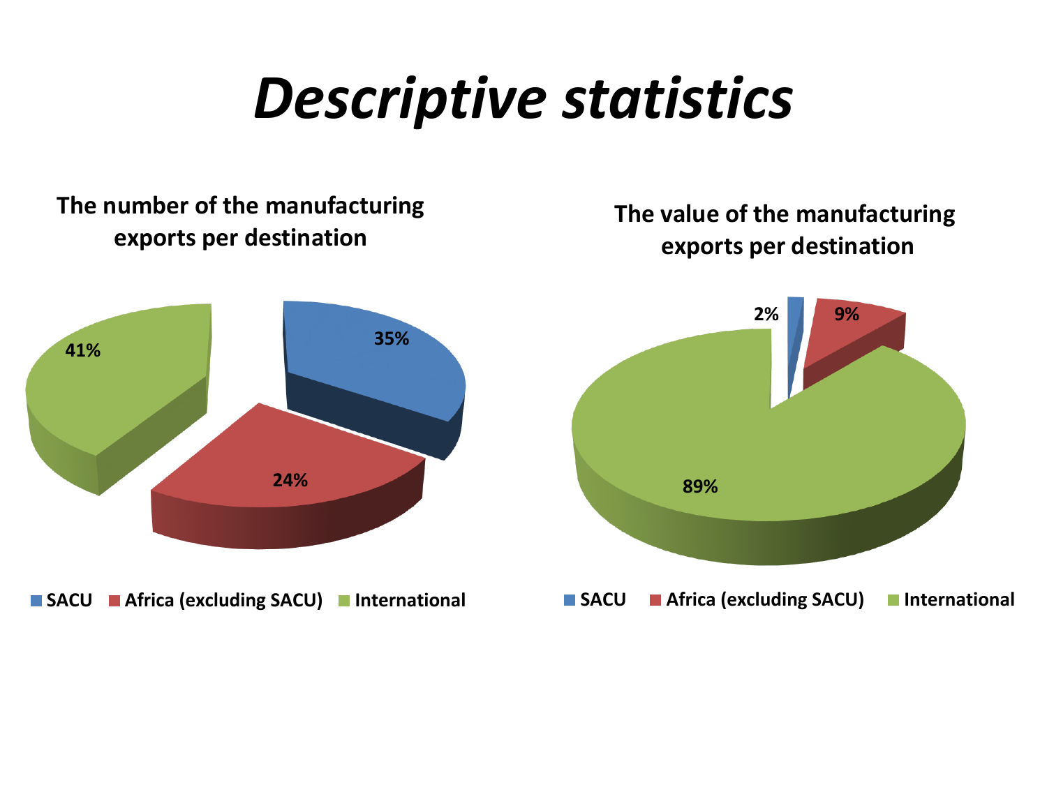# *Descriptive statistics*

**The number of the manufacturing exports per destination**

| Destination | Share |
| --- | --- |
| SACU | 35% |
| Africa (excluding SACU) | 24% |
| International | 41% |

**The value of the manufacturing exports per destination**

| Destination | Share |
| --- | --- |
| SACU | 2% |
| Africa (excluding SACU) | 9% |
| International | 89% |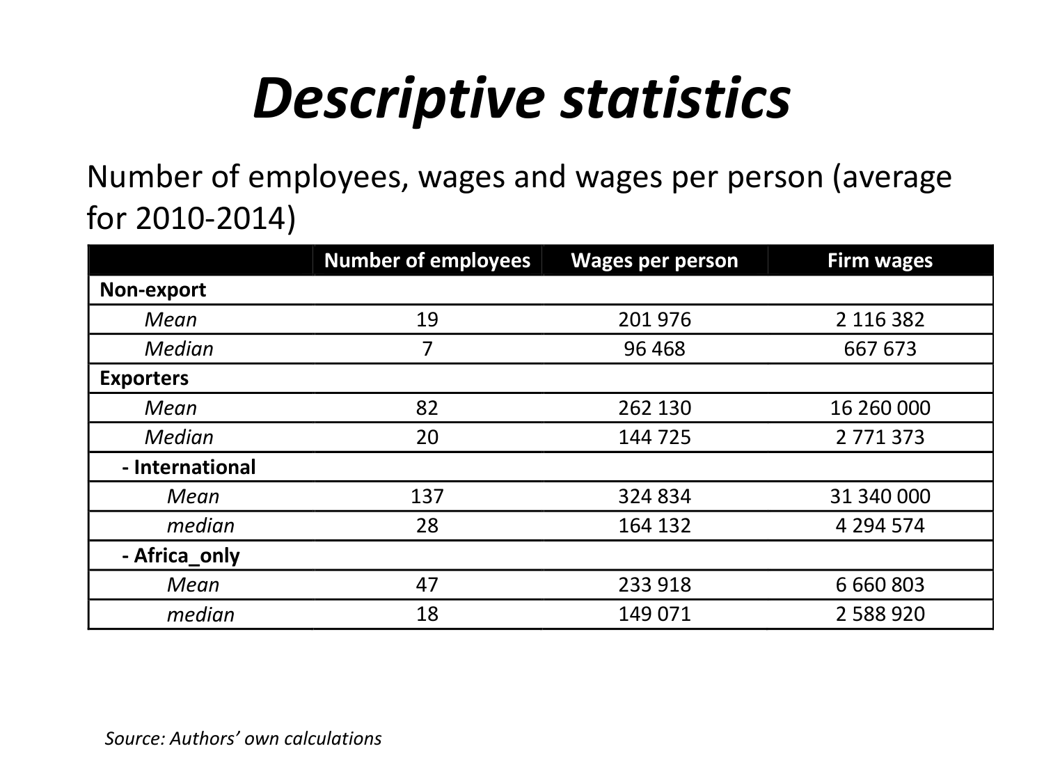# *Descriptive statistics*

Number of employees, wages and wages per person (average for 2010-2014)

| | Number of employees | Wages per person | Firm wages |
|---|---|---|---|
| **Non-export** | | | |
| *Mean* | 19 | 201 976 | 2 116 382 |
| *Median* | 7 | 96 468 | 667 673 |
| **Exporters** | | | |
| *Mean* | 82 | 262 130 | 16 260 000 |
| *Median* | 20 | 144 725 | 2 771 373 |
| **- International** | | | |
| *Mean* | 137 | 324 834 | 31 340 000 |
| *median* | 28 | 164 132 | 4 294 574 |
| **- Africa_only** | | | |
| *Mean* | 47 | 233 918 | 6 660 803 |
| *median* | 18 | 149 071 | 2 588 920 |

*Source: Authors' own calculations*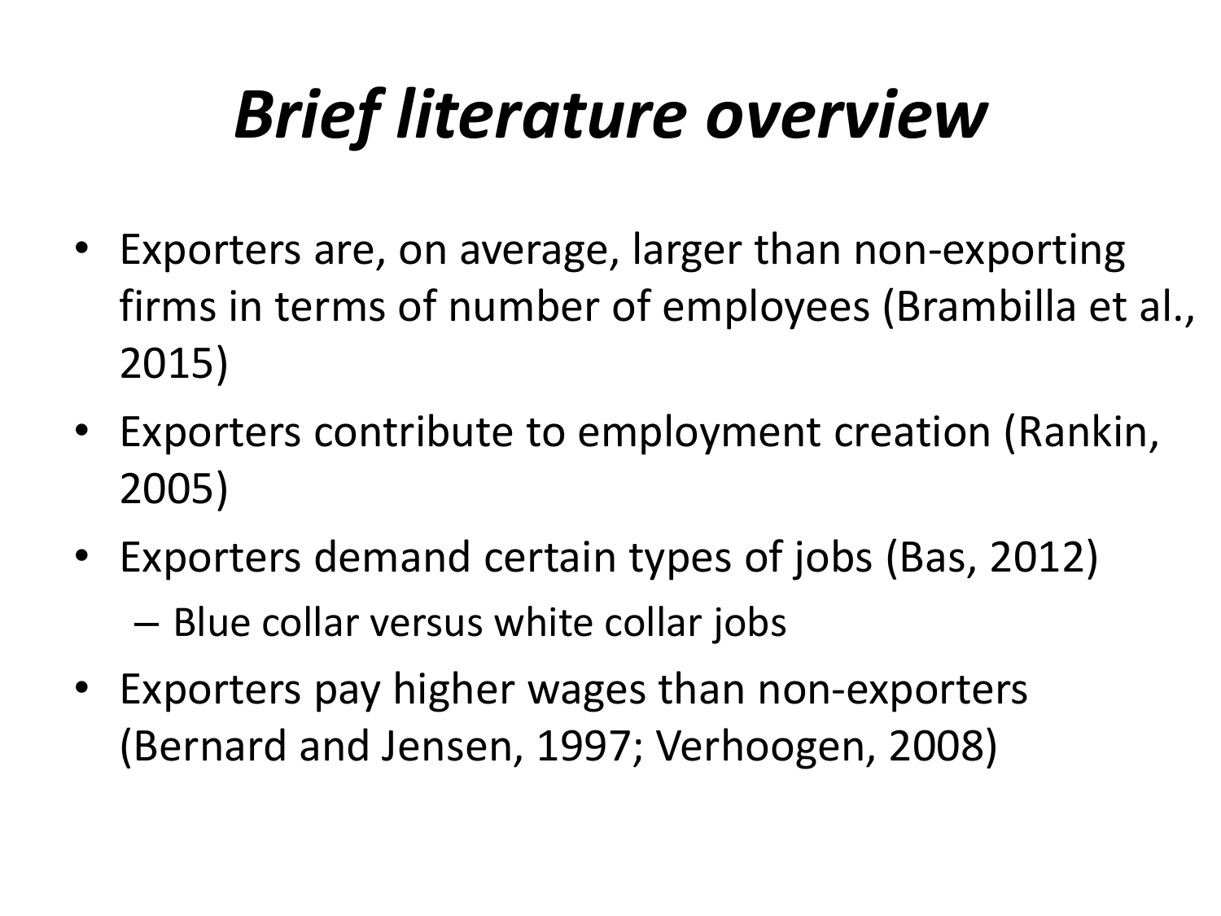# *Brief literature overview*

- Exporters are, on average, larger than non-exporting firms in terms of number of employees (Brambilla et al., 2015)
- Exporters contribute to employment creation (Rankin, 2005)
- Exporters demand certain types of jobs (Bas, 2012)
  - Blue collar versus white collar jobs
- Exporters pay higher wages than non-exporters (Bernard and Jensen, 1997; Verhoogen, 2008)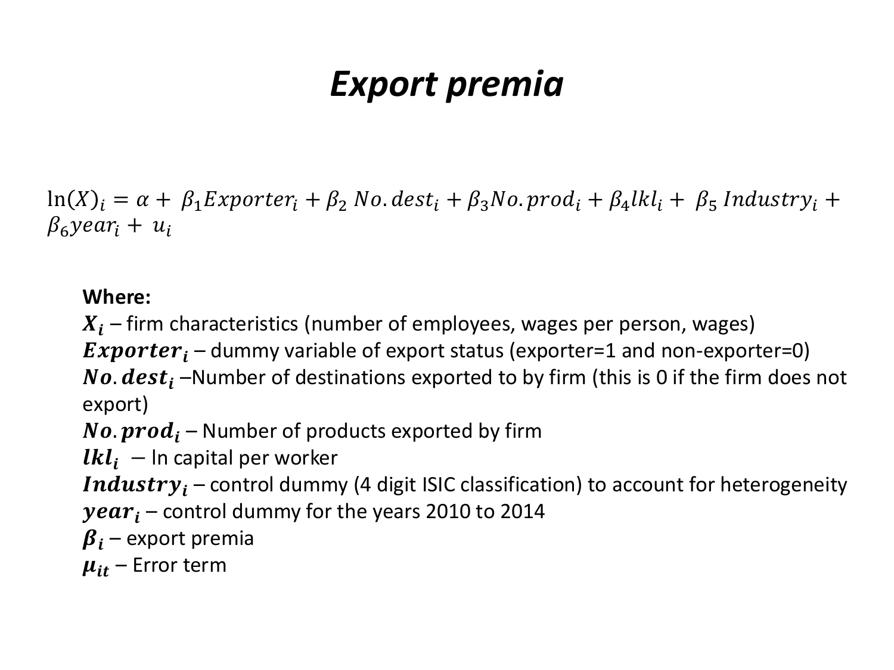# *Export premia*

$$\ln(X)_i = \alpha + \beta_1 Exporter_i + \beta_2 \, No.dest_i + \beta_3 No.prod_i + \beta_4 lkl_i + \beta_5 \, Industry_i + \beta_6 year_i + u_i$$

**Where:**

$\boldsymbol{X_i}$ – firm characteristics (number of employees, wages per person, wages)

$\boldsymbol{Exporter_i}$ – dummy variable of export status (exporter=1 and non-exporter=0)

$\boldsymbol{No.dest_i}$ –Number of destinations exported to by firm (this is 0 if the firm does not export)

$\boldsymbol{No.prod_i}$ – Number of products exported by firm

$\boldsymbol{lkl_i}$ – ln capital per worker

$\boldsymbol{Industry_i}$ – control dummy (4 digit ISIC classification) to account for heterogeneity

$\boldsymbol{year_i}$ – control dummy for the years 2010 to 2014

$\boldsymbol{\beta_i}$ – export premia

$\boldsymbol{\mu_{it}}$ – Error term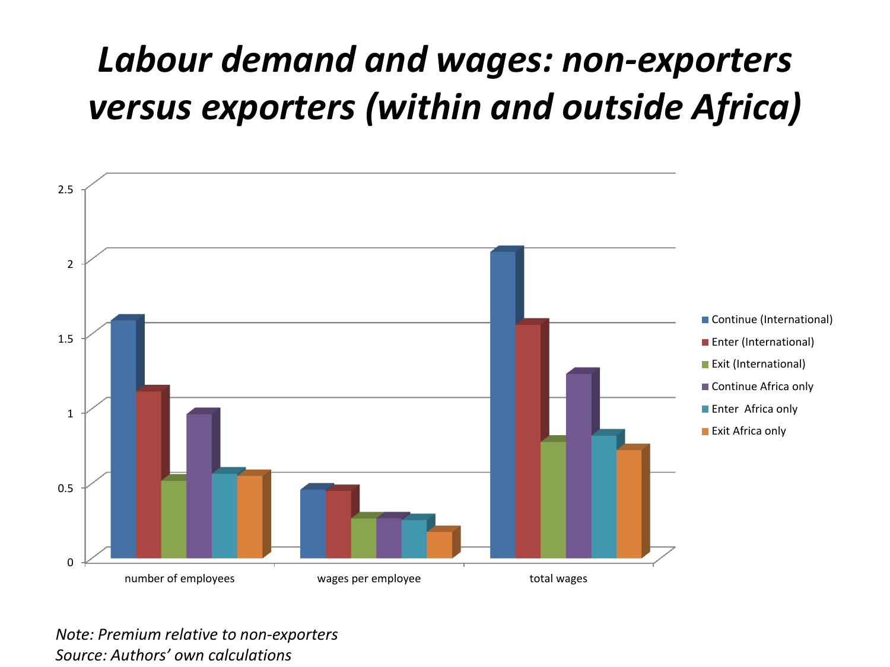# *Labour demand and wages: non-exporters versus exporters (within and outside Africa)*

*Note: Premium relative to non-exporters*
*Source: Authors' own calculations*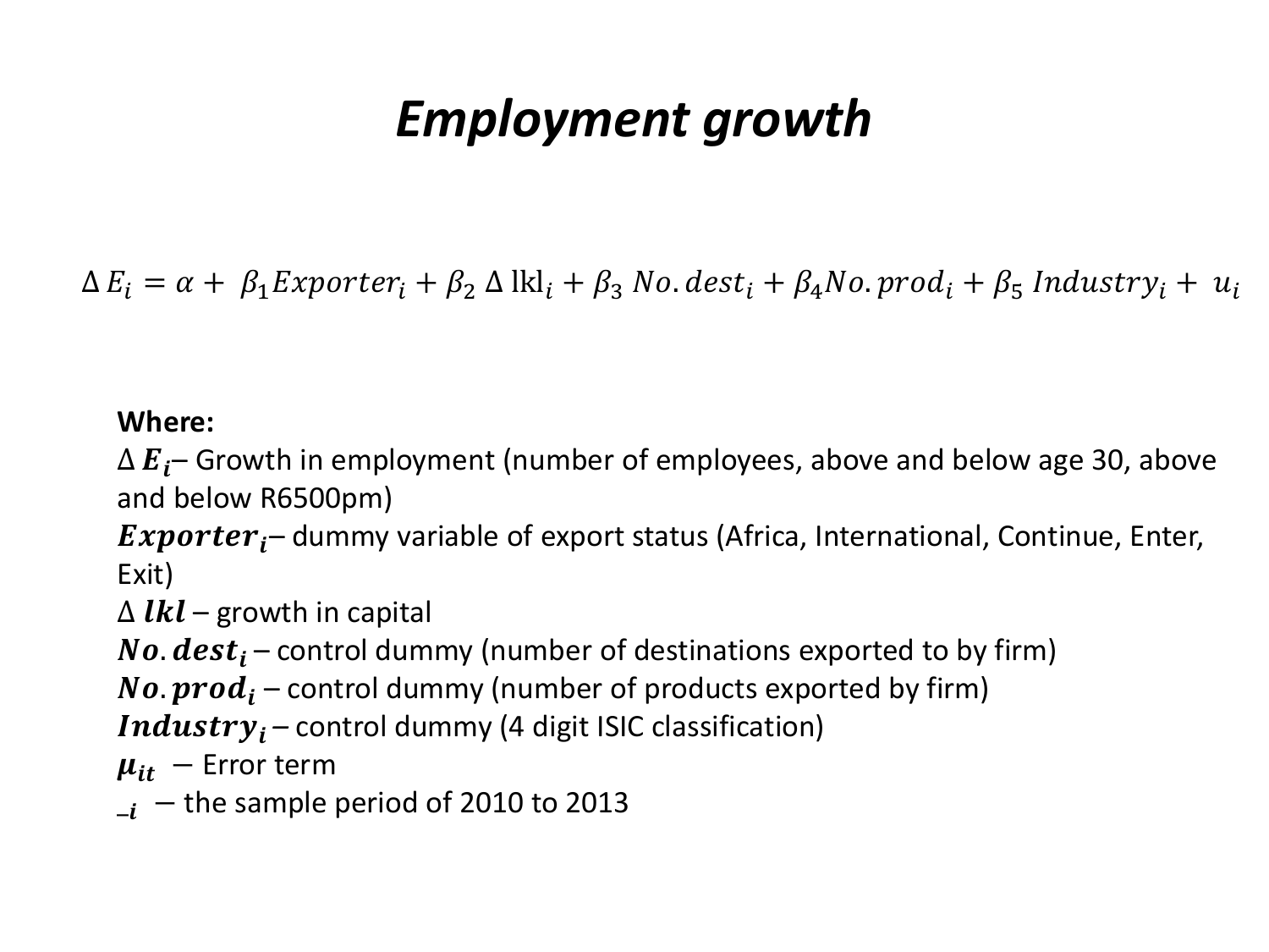# *Employment growth*

$$\Delta E_i = \alpha + \beta_1 Exporter_i + \beta_2 \Delta \text{lkl}_i + \beta_3 \, No.dest_i + \beta_4 No.prod_i + \beta_5 \, Industry_i + u_i$$

**Where:**

$\Delta \boldsymbol{E_i}$– Growth in employment (number of employees, above and below age 30, above and below R6500pm)

$\boldsymbol{Exporter_i}$– dummy variable of export status (Africa, International, Continue, Enter, Exit)

$\Delta \, \boldsymbol{lkl}$ – growth in capital

$\boldsymbol{No.dest_i}$ – control dummy (number of destinations exported to by firm)

$\boldsymbol{No.prod_i}$ – control dummy (number of products exported by firm)

$\boldsymbol{Industry_i}$ – control dummy (4 digit ISIC classification)

$\boldsymbol{\mu_{it}}$ – Error term

$\boldsymbol{_i}$ – the sample period of 2010 to 2013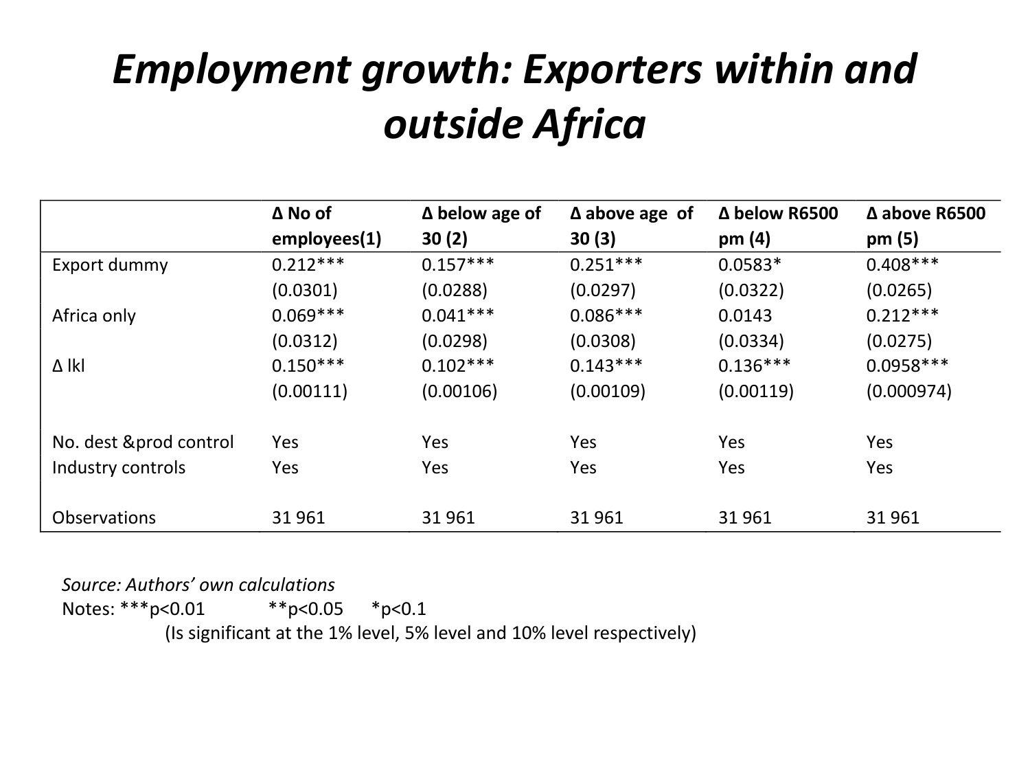# *Employment growth: Exporters within and outside Africa*

| | Δ No of employees(1) | Δ below age of 30 (2) | Δ above age of 30 (3) | Δ below R6500 pm (4) | Δ above R6500 pm (5) |
|---|---|---|---|---|---|
| Export dummy | 0.212*** | 0.157*** | 0.251*** | 0.0583* | 0.408*** |
| | (0.0301) | (0.0288) | (0.0297) | (0.0322) | (0.0265) |
| Africa only | 0.069*** | 0.041*** | 0.086*** | 0.0143 | 0.212*** |
| | (0.0312) | (0.0298) | (0.0308) | (0.0334) | (0.0275) |
| Δ lkl | 0.150*** | 0.102*** | 0.143*** | 0.136*** | 0.0958*** |
| | (0.00111) | (0.00106) | (0.00109) | (0.00119) | (0.000974) |
| | | | | | |
| No. dest &prod control | Yes | Yes | Yes | Yes | Yes |
| Industry controls | Yes | Yes | Yes | Yes | Yes |
| | | | | | |
| Observations | 31 961 | 31 961 | 31 961 | 31 961 | 31 961 |

*Source: Authors' own calculations*

Notes: ***p<0.01 **p<0.05 *p<0.1

(Is significant at the 1% level, 5% level and 10% level respectively)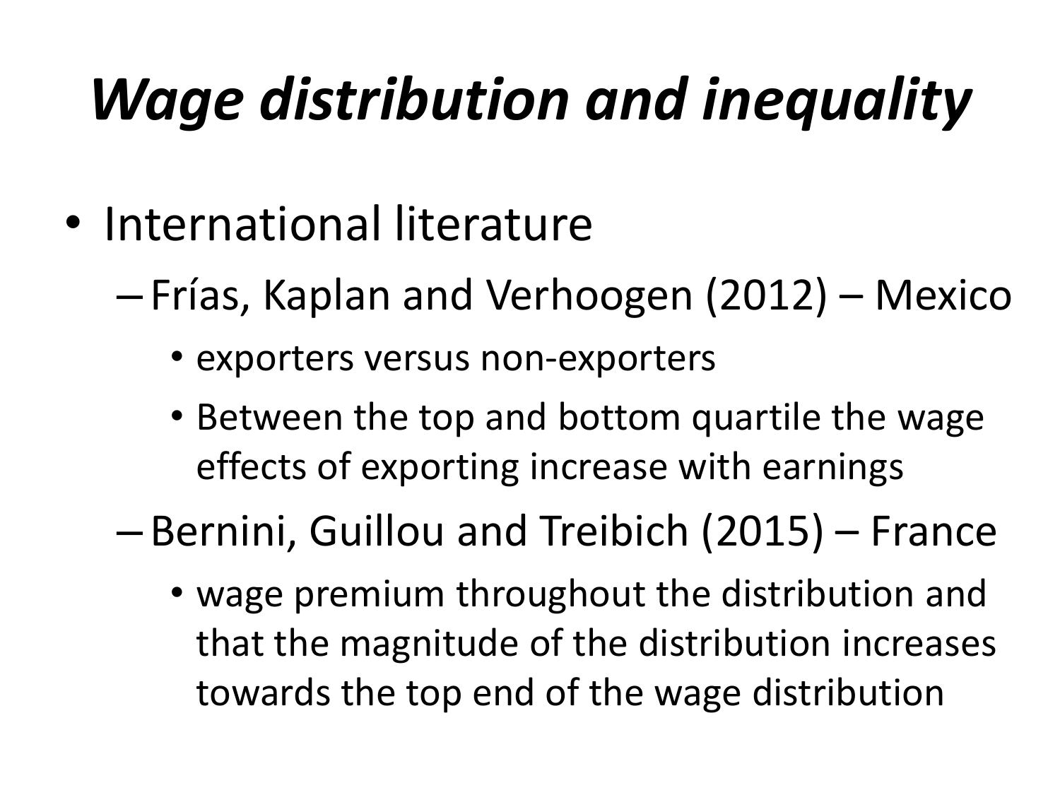# *Wage distribution and inequality*

- International literature
  - Frías, Kaplan and Verhoogen (2012) – Mexico
    - exporters versus non-exporters
    - Between the top and bottom quartile the wage effects of exporting increase with earnings
  - Bernini, Guillou and Treibich (2015) – France
    - wage premium throughout the distribution and that the magnitude of the distribution increases towards the top end of the wage distribution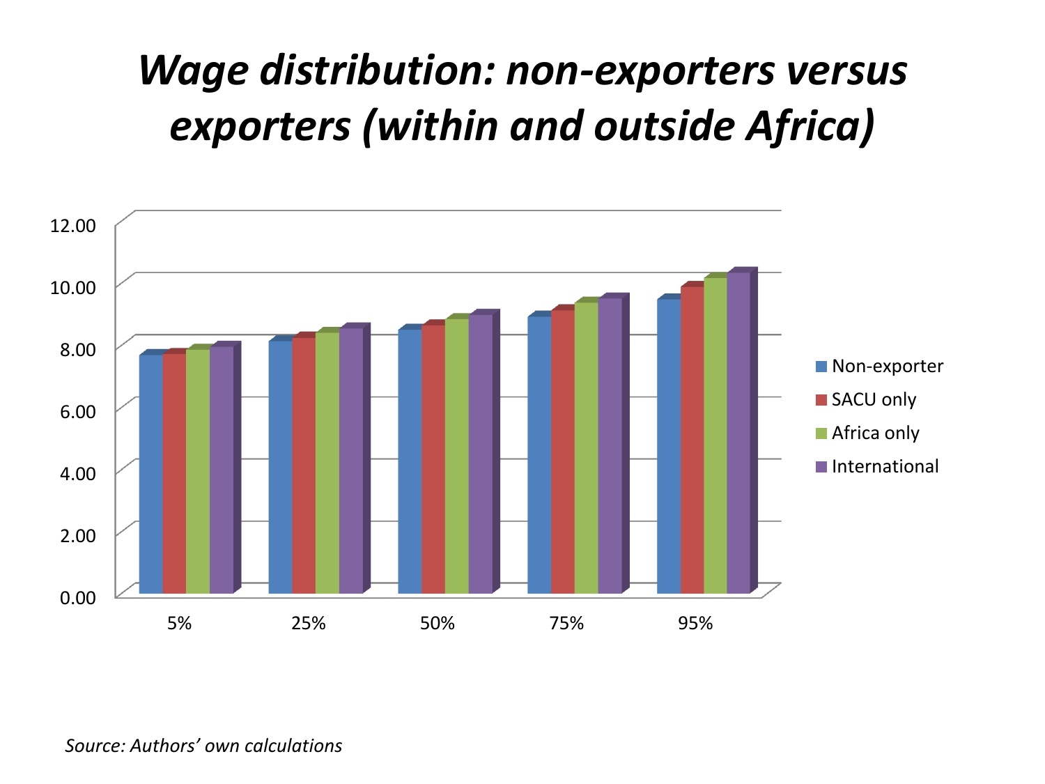# *Wage distribution: non-exporters versus exporters (within and outside Africa)*

*Source: Authors' own calculations*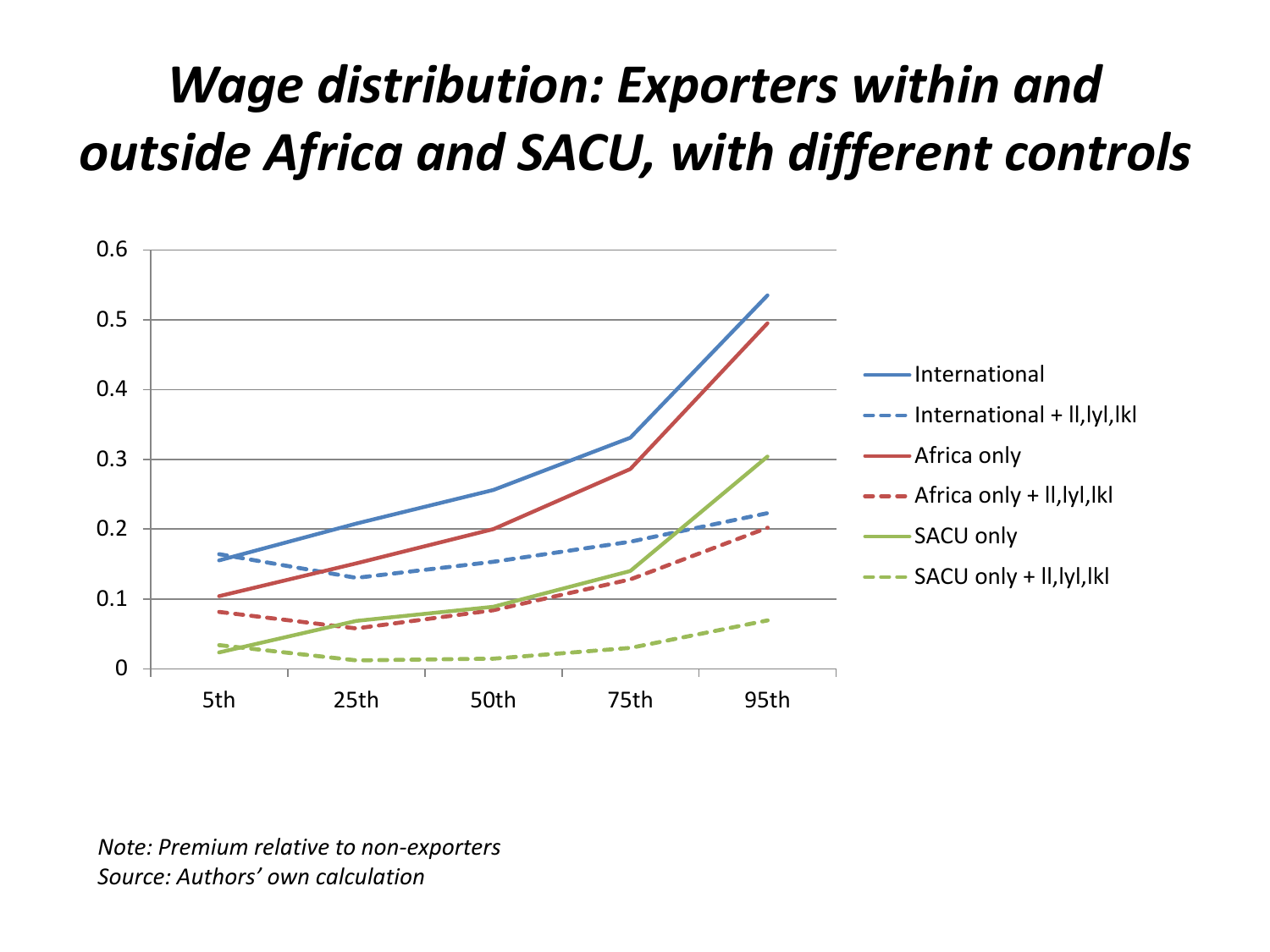# *Wage distribution: Exporters within and outside Africa and SACU, with different controls*

*Note: Premium relative to non-exporters*
*Source: Authors' own calculation*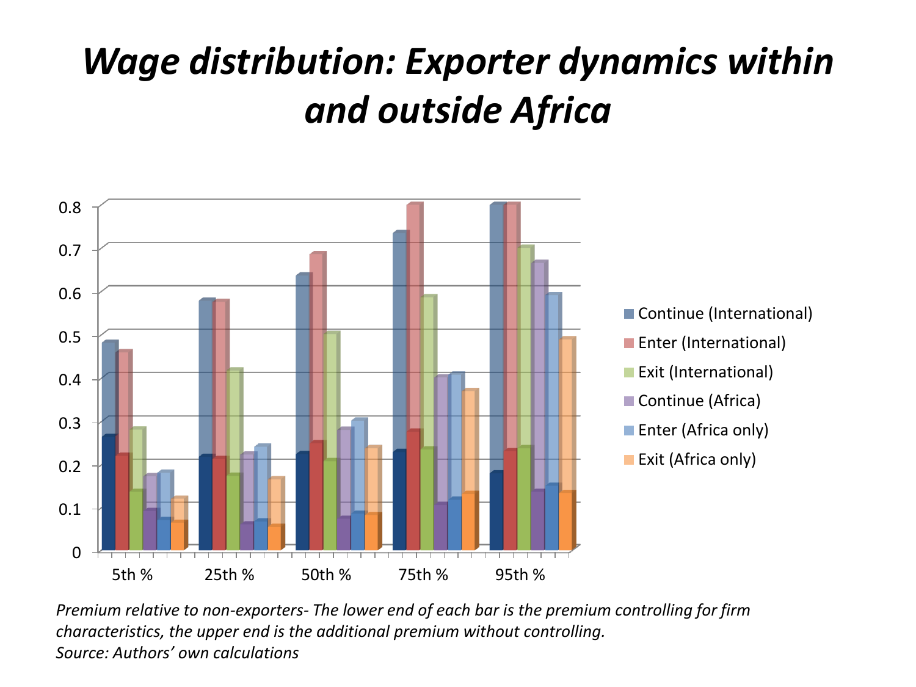# *Wage distribution: Exporter dynamics within and outside Africa*

*Premium relative to non-exporters- The lower end of each bar is the premium controlling for firm characteristics, the upper end is the additional premium without controlling.*
*Source: Authors' own calculations*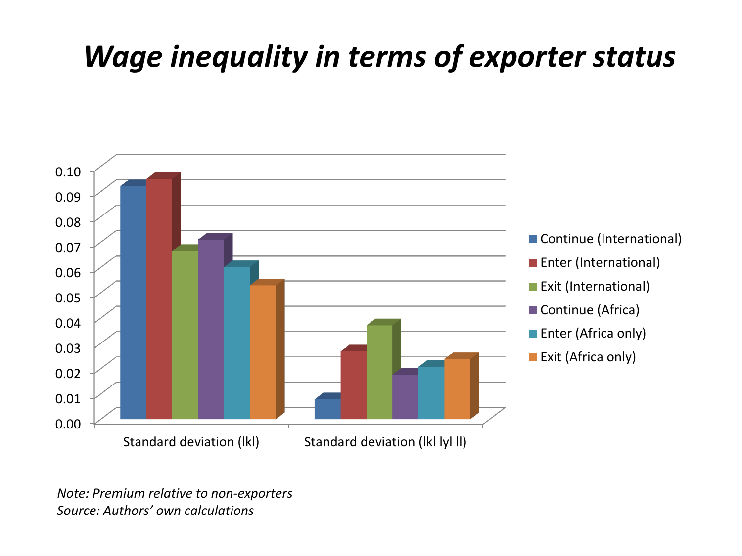# *Wage inequality in terms of exporter status*

*Note: Premium relative to non-exporters*
*Source: Authors' own calculations*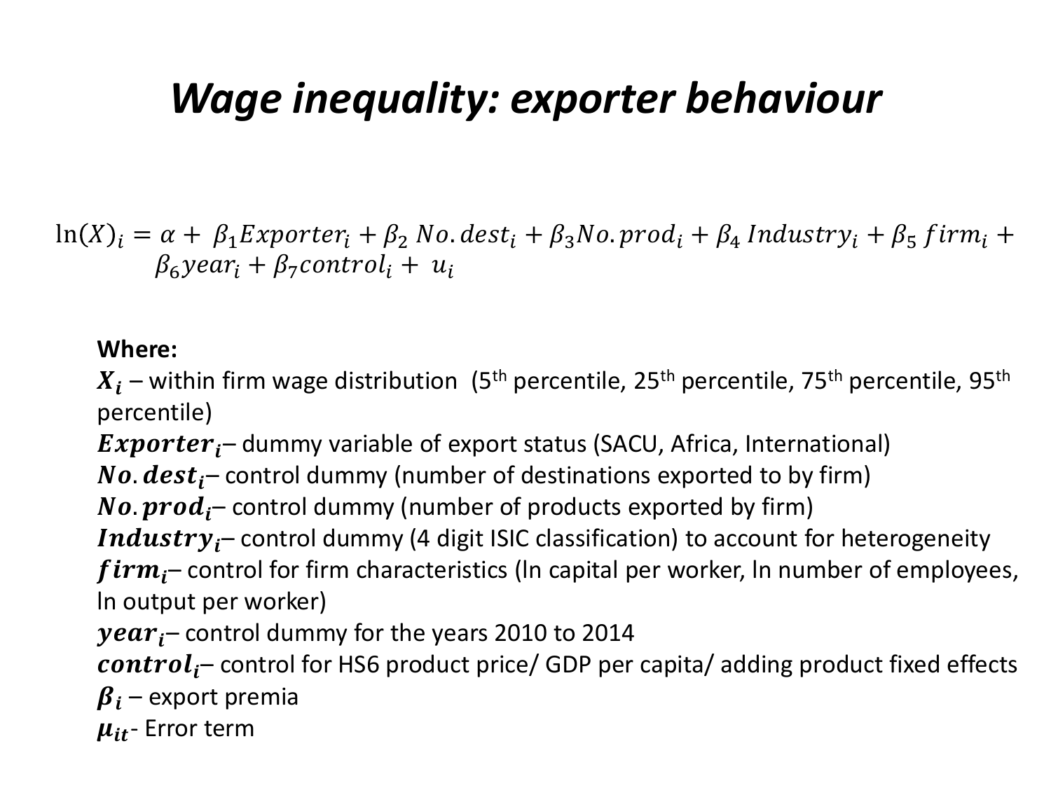# Wage inequality: exporter behaviour

$$\ln(X)_i = \alpha + \beta_1 Exporter_i + \beta_2\, No.dest_i + \beta_3 No.prod_i + \beta_4\, Industry_i + \beta_5\, firm_i + \beta_6 year_i + \beta_7 control_i + u_i$$

**Where:**

$\boldsymbol{X_i}$ – within firm wage distribution (5th percentile, 25th percentile, 75th percentile, 95th percentile)

$\boldsymbol{Exporter_i}$– dummy variable of export status (SACU, Africa, International)

$\boldsymbol{No.dest_i}$– control dummy (number of destinations exported to by firm)

$\boldsymbol{No.prod_i}$– control dummy (number of products exported by firm)

$\boldsymbol{Industry_i}$– control dummy (4 digit ISIC classification) to account for heterogeneity

$\boldsymbol{firm_i}$– control for firm characteristics (ln capital per worker, ln number of employees, ln output per worker)

$\boldsymbol{year_i}$– control dummy for the years 2010 to 2014

$\boldsymbol{control_i}$– control for HS6 product price/ GDP per capita/ adding product fixed effects

$\boldsymbol{\beta_i}$ – export premia

$\boldsymbol{\mu_{it}}$- Error term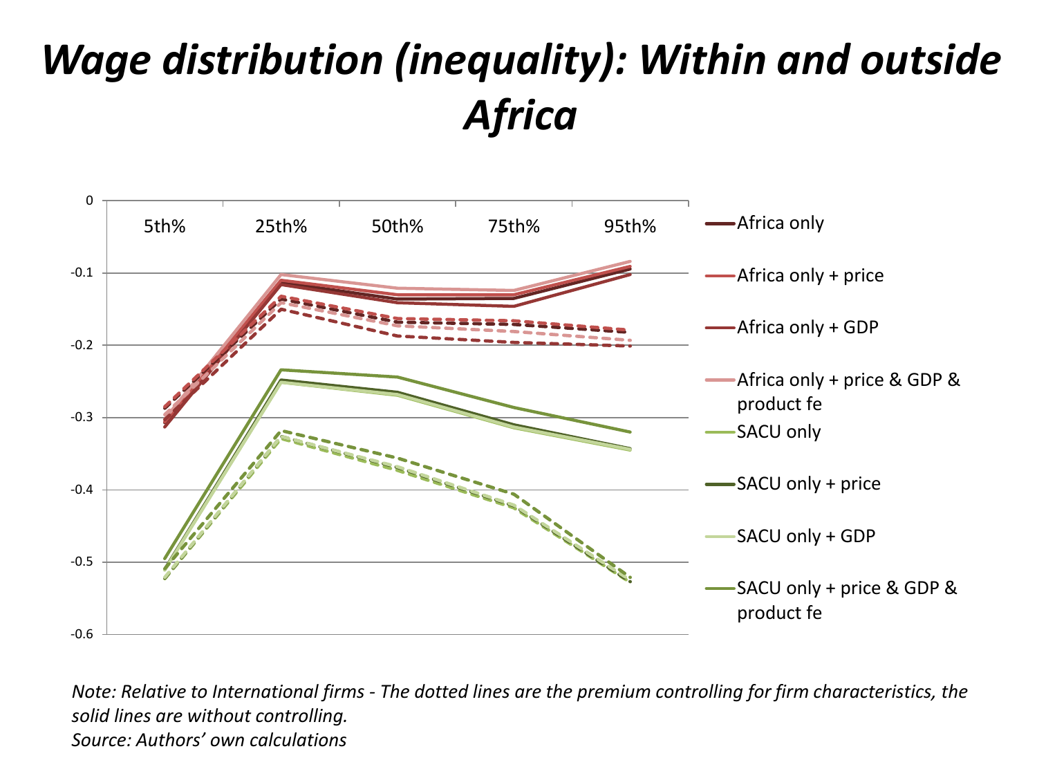# *Wage distribution (inequality): Within and outside Africa*

*Note: Relative to International firms - The dotted lines are the premium controlling for firm characteristics, the solid lines are without controlling.*
*Source: Authors' own calculations*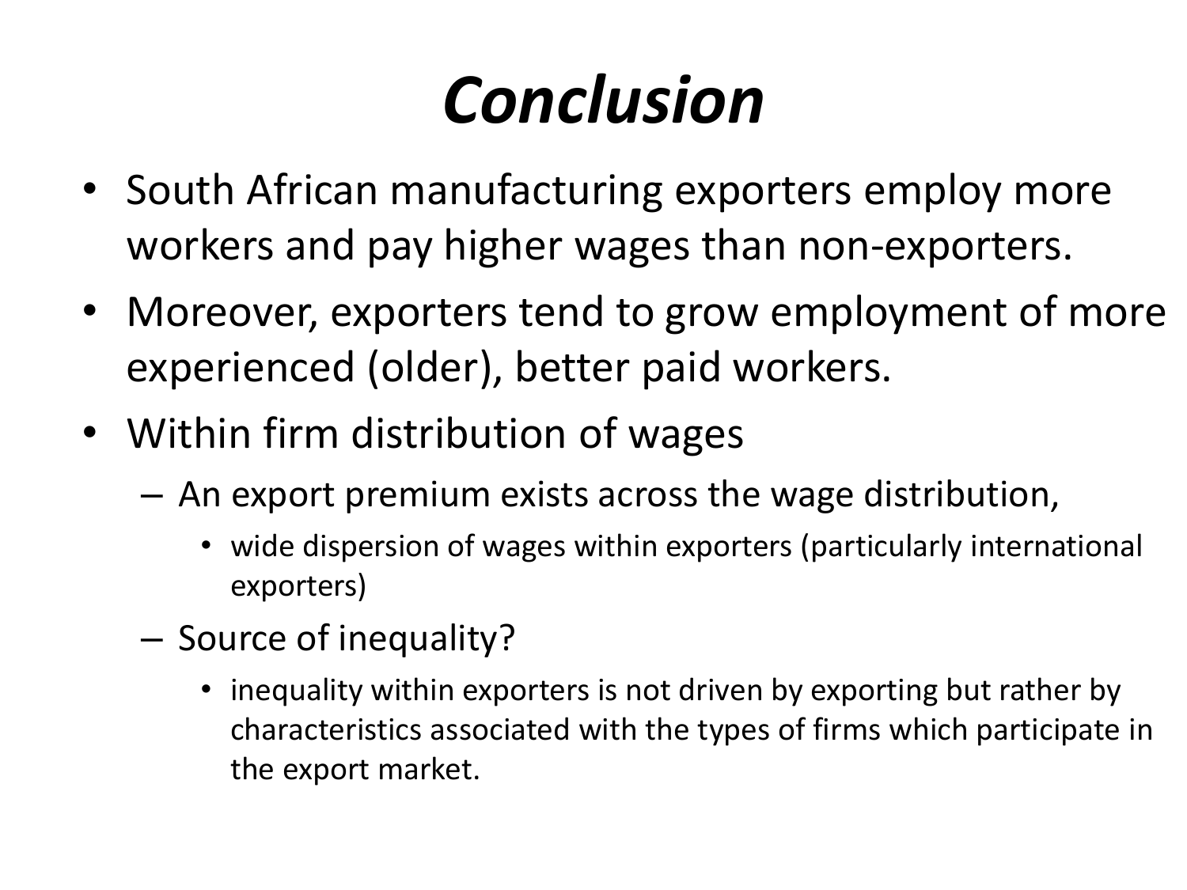# *Conclusion*

- South African manufacturing exporters employ more workers and pay higher wages than non-exporters.
- Moreover, exporters tend to grow employment of more experienced (older), better paid workers.
- Within firm distribution of wages
  - An export premium exists across the wage distribution,
    - wide dispersion of wages within exporters (particularly international exporters)
  - Source of inequality?
    - inequality within exporters is not driven by exporting but rather by characteristics associated with the types of firms which participate in the export market.